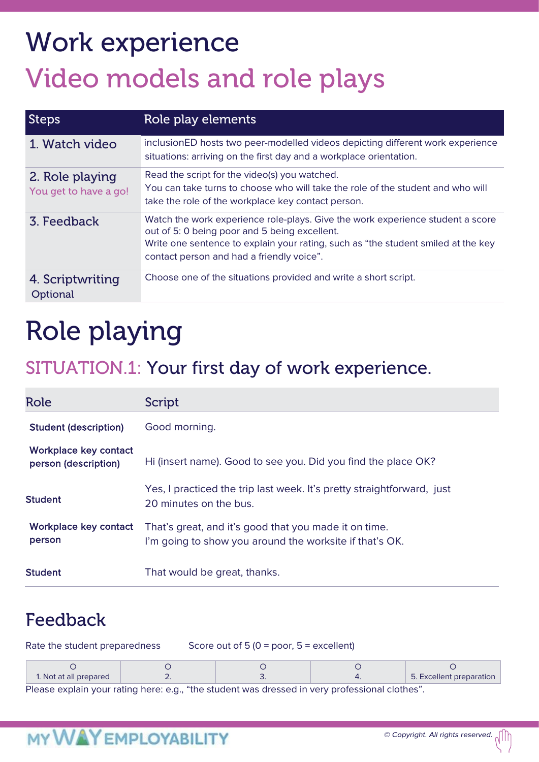# Work experience

## Video models and role plays

| Steps | Role play elements |
|---|---|
| 1. Watch video | inclusionED hosts two peer-modelled videos depicting different work experience situations: arriving on the first day and a workplace orientation. |
| 2. Role playing<br>You get to have a go! | Read the script for the video(s) you watched.<br>You can take turns to choose who will take the role of the student and who will take the role of the workplace key contact person. |
| 3. Feedback | Watch the work experience role-plays. Give the work experience student a score out of 5: 0 being poor and 5 being excellent.<br>Write one sentence to explain your rating, such as "the student smiled at the key contact person and had a friendly voice". |
| 4. Scriptwriting<br>Optional | Choose one of the situations provided and write a short script. |

# Role playing

## SITUATION.1: Your first day of work experience.

| Role | Script |
|---|---|
| **Student (description)** | Good morning. |
| **Workplace key contact person (description)** | Hi (insert name). Good to see you. Did you find the place OK? |
| **Student** | Yes, I practiced the trip last week. It's pretty straightforward, just 20 minutes on the bus. |
| **Workplace key contact person** | That's great, and it's good that you made it on time.<br>I'm going to show you around the worksite if that's OK. |
| **Student** | That would be great, thanks. |

## Feedback

Rate the student preparedness    Score out of 5 (0 = poor, 5 = excellent)

| ○ | ○ | ○ | ○ | ○ |
|---|---|---|---|---|
| 1. Not at all prepared | 2. | 3. | 4. | 5. Excellent preparation |

Please explain your rating here: e.g., "the student was dressed in very professional clothes".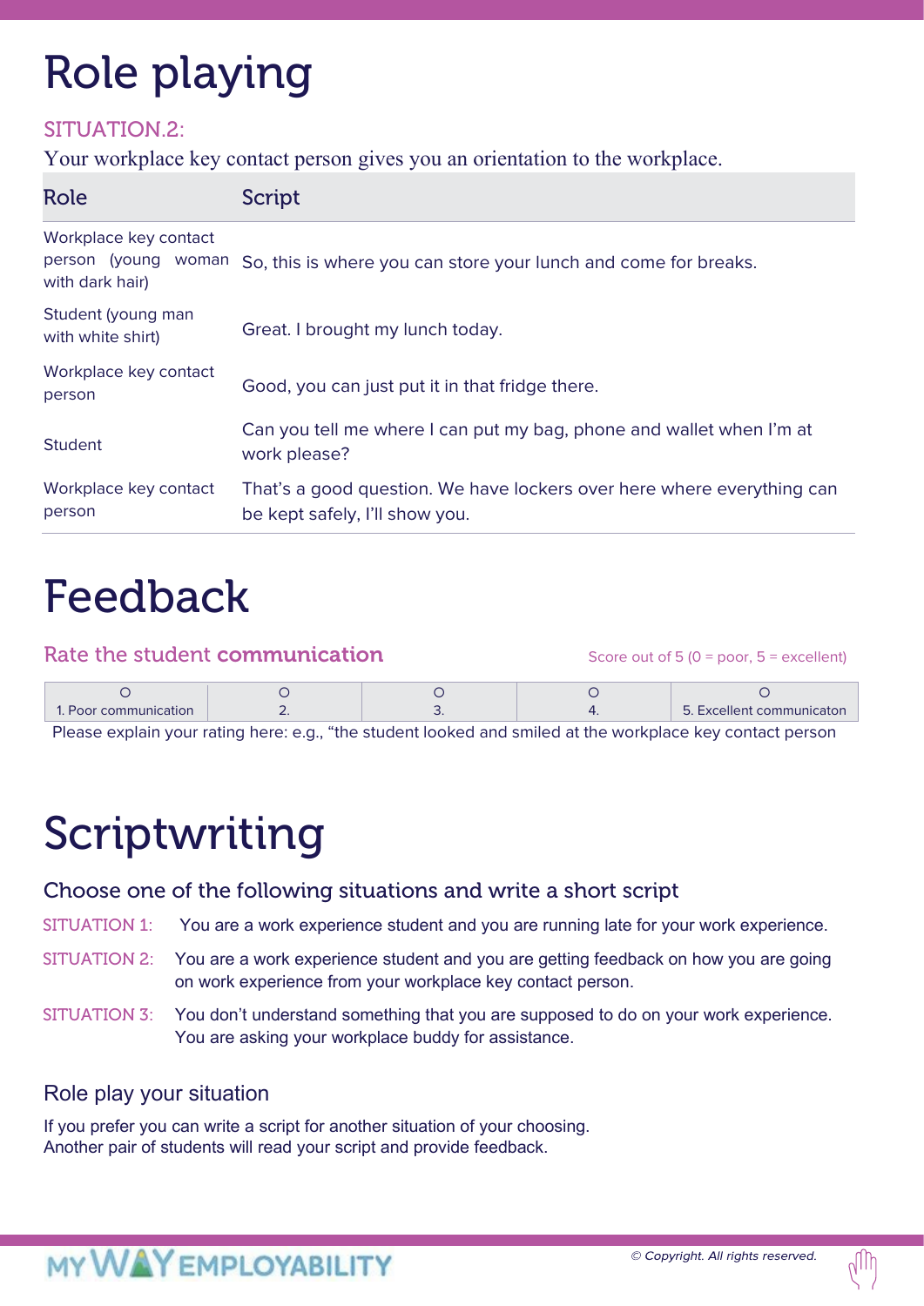# Role playing

SITUATION.2:

Your workplace key contact person gives you an orientation to the workplace.

| Role | Script |
|---|---|
| Workplace key contact person (young woman with dark hair) | So, this is where you can store your lunch and come for breaks. |
| Student (young man with white shirt) | Great. I brought my lunch today. |
| Workplace key contact person | Good, you can just put it in that fridge there. |
| Student | Can you tell me where I can put my bag, phone and wallet when I'm at work please? |
| Workplace key contact person | That's a good question. We have lockers over here where everything can be kept safely, I'll show you. |

# Feedback

## Rate the student **communication**

Score out of 5 (0 = poor, 5 = excellent)

| ○ | ○ | ○ | ○ | ○ |
|---|---|---|---|---|
| 1. Poor communication | 2. | 3. | 4. | 5. Excellent communicaton |

Please explain your rating here: e.g., "the student looked and smiled at the workplace key contact person

# Scriptwriting

## Choose one of the following situations and write a short script

SITUATION 1: You are a work experience student and you are running late for your work experience.

SITUATION 2: You are a work experience student and you are getting feedback on how you are going on work experience from your workplace key contact person.

SITUATION 3: You don't understand something that you are supposed to do on your work experience. You are asking your workplace buddy for assistance.

## Role play your situation

If you prefer you can write a script for another situation of your choosing.
Another pair of students will read your script and provide feedback.

MY WAY EMPLOYABILITY

© Copyright. All rights reserved.